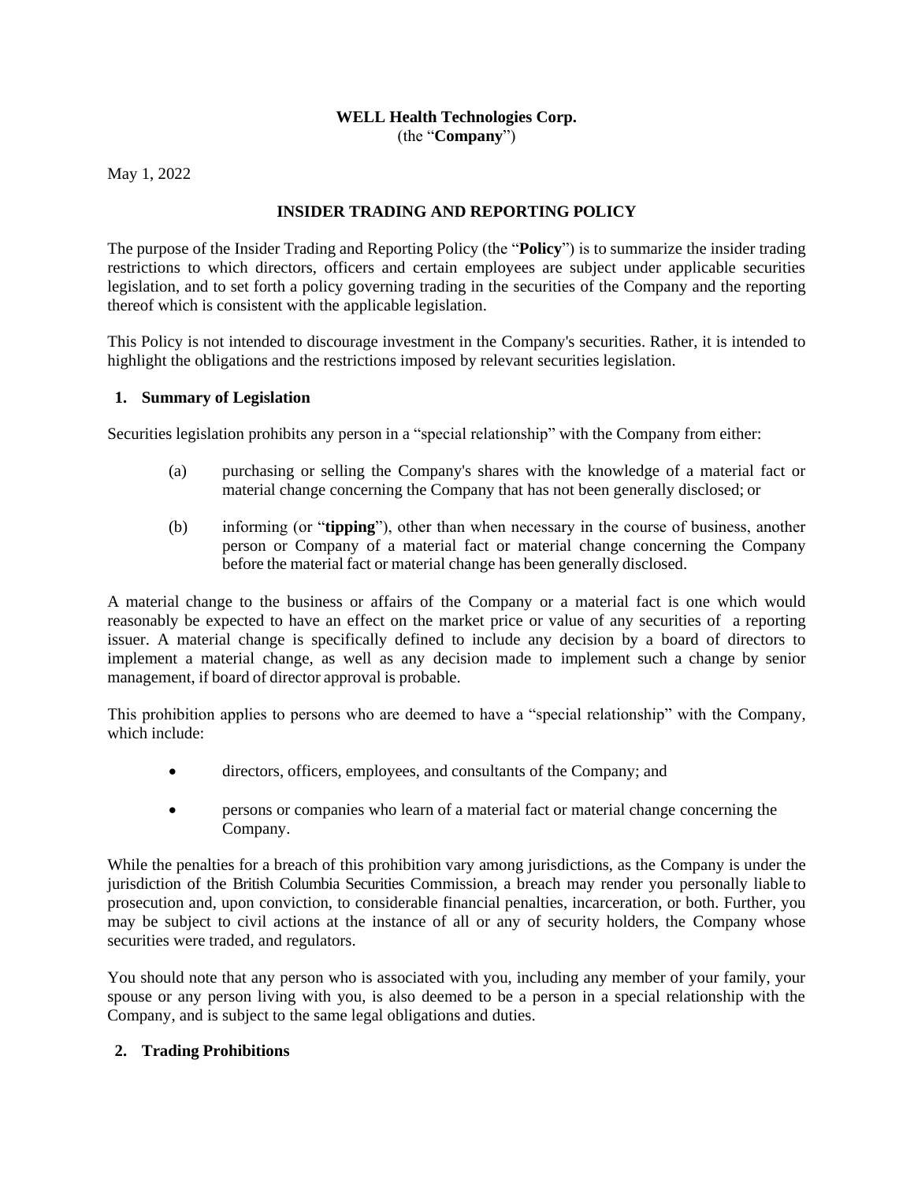**WELL Health Technologies Corp.**
(the "**Company**")

May 1, 2022

# INSIDER TRADING AND REPORTING POLICY

The purpose of the Insider Trading and Reporting Policy (the "**Policy**") is to summarize the insider trading restrictions to which directors, officers and certain employees are subject under applicable securities legislation, and to set forth a policy governing trading in the securities of the Company and the reporting thereof which is consistent with the applicable legislation.

This Policy is not intended to discourage investment in the Company's securities. Rather, it is intended to highlight the obligations and the restrictions imposed by relevant securities legislation.

## 1. Summary of Legislation

Securities legislation prohibits any person in a "special relationship" with the Company from either:

(a) purchasing or selling the Company's shares with the knowledge of a material fact or material change concerning the Company that has not been generally disclosed; or

(b) informing (or "**tipping**"), other than when necessary in the course of business, another person or Company of a material fact or material change concerning the Company before the material fact or material change has been generally disclosed.

A material change to the business or affairs of the Company or a material fact is one which would reasonably be expected to have an effect on the market price or value of any securities of a reporting issuer. A material change is specifically defined to include any decision by a board of directors to implement a material change, as well as any decision made to implement such a change by senior management, if board of director approval is probable.

This prohibition applies to persons who are deemed to have a "special relationship" with the Company, which include:

- directors, officers, employees, and consultants of the Company; and
- persons or companies who learn of a material fact or material change concerning the Company.

While the penalties for a breach of this prohibition vary among jurisdictions, as the Company is under the jurisdiction of the British Columbia Securities Commission, a breach may render you personally liable to prosecution and, upon conviction, to considerable financial penalties, incarceration, or both. Further, you may be subject to civil actions at the instance of all or any of security holders, the Company whose securities were traded, and regulators.

You should note that any person who is associated with you, including any member of your family, your spouse or any person living with you, is also deemed to be a person in a special relationship with the Company, and is subject to the same legal obligations and duties.

## 2. Trading Prohibitions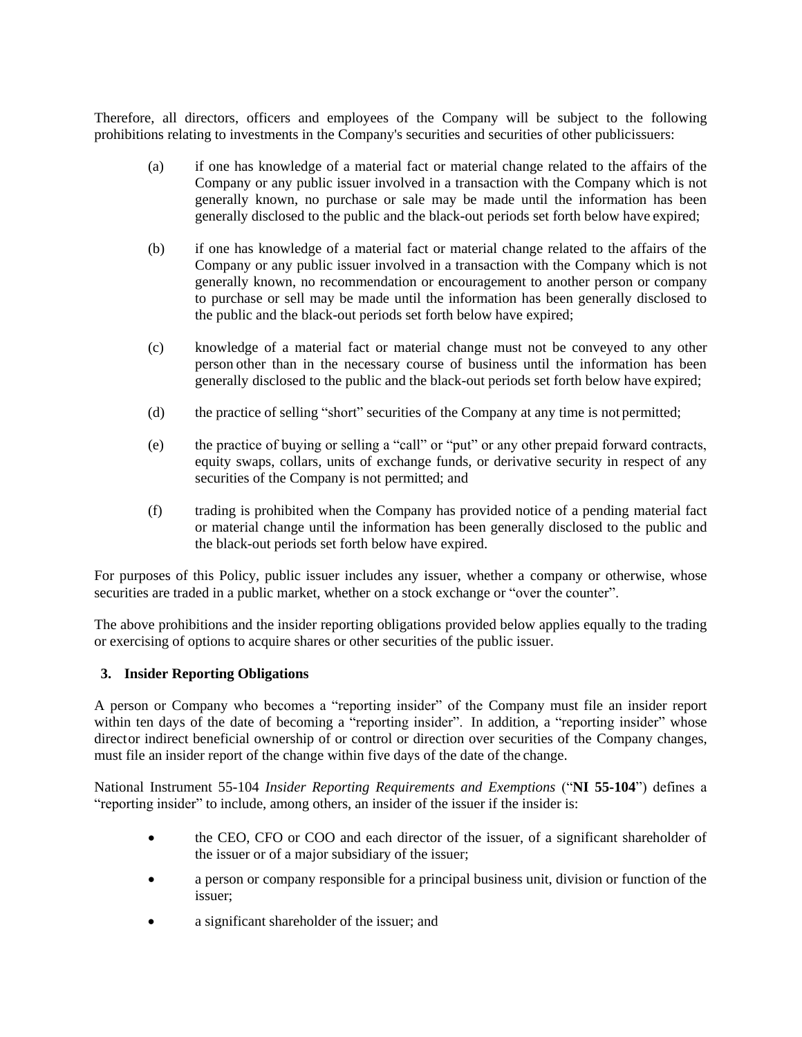Therefore, all directors, officers and employees of the Company will be subject to the following prohibitions relating to investments in the Company's securities and securities of other publicissuers:

(a) if one has knowledge of a material fact or material change related to the affairs of the Company or any public issuer involved in a transaction with the Company which is not generally known, no purchase or sale may be made until the information has been generally disclosed to the public and the black-out periods set forth below have expired;

(b) if one has knowledge of a material fact or material change related to the affairs of the Company or any public issuer involved in a transaction with the Company which is not generally known, no recommendation or encouragement to another person or company to purchase or sell may be made until the information has been generally disclosed to the public and the black-out periods set forth below have expired;

(c) knowledge of a material fact or material change must not be conveyed to any other person other than in the necessary course of business until the information has been generally disclosed to the public and the black-out periods set forth below have expired;

(d) the practice of selling "short" securities of the Company at any time is not permitted;

(e) the practice of buying or selling a "call" or "put" or any other prepaid forward contracts, equity swaps, collars, units of exchange funds, or derivative security in respect of any securities of the Company is not permitted; and

(f) trading is prohibited when the Company has provided notice of a pending material fact or material change until the information has been generally disclosed to the public and the black-out periods set forth below have expired.

For purposes of this Policy, public issuer includes any issuer, whether a company or otherwise, whose securities are traded in a public market, whether on a stock exchange or "over the counter".

The above prohibitions and the insider reporting obligations provided below applies equally to the trading or exercising of options to acquire shares or other securities of the public issuer.

## 3. Insider Reporting Obligations

A person or Company who becomes a "reporting insider" of the Company must file an insider report within ten days of the date of becoming a "reporting insider". In addition, a "reporting insider" whose director indirect beneficial ownership of or control or direction over securities of the Company changes, must file an insider report of the change within five days of the date of the change.

National Instrument 55-104 *Insider Reporting Requirements and Exemptions* ("**NI 55-104**") defines a "reporting insider" to include, among others, an insider of the issuer if the insider is:

- the CEO, CFO or COO and each director of the issuer, of a significant shareholder of the issuer or of a major subsidiary of the issuer;
- a person or company responsible for a principal business unit, division or function of the issuer;
- a significant shareholder of the issuer; and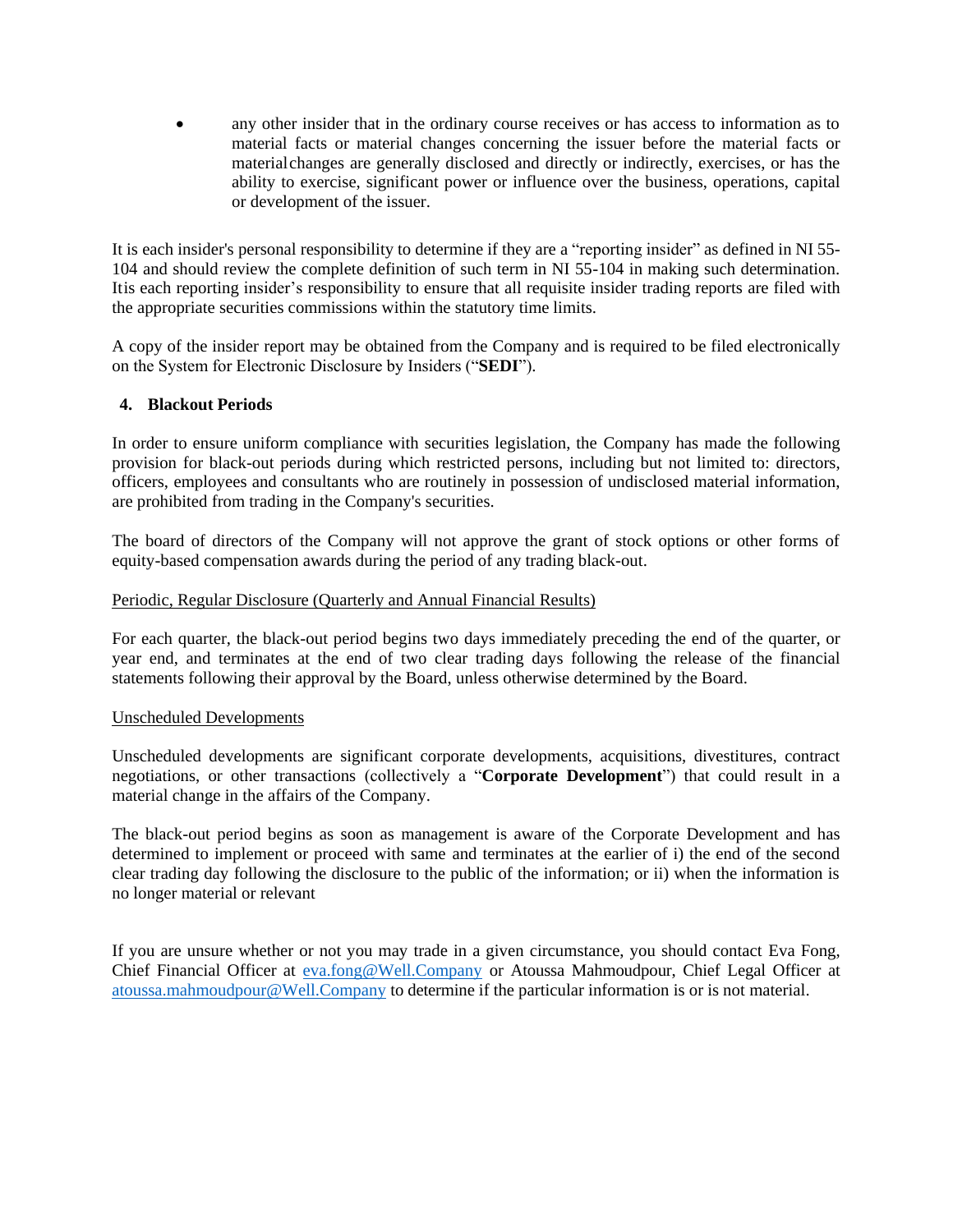- any other insider that in the ordinary course receives or has access to information as to material facts or material changes concerning the issuer before the material facts or material changes are generally disclosed and directly or indirectly, exercises, or has the ability to exercise, significant power or influence over the business, operations, capital or development of the issuer.

It is each insider's personal responsibility to determine if they are a "reporting insider" as defined in NI 55-104 and should review the complete definition of such term in NI 55-104 in making such determination. It is each reporting insider's responsibility to ensure that all requisite insider trading reports are filed with the appropriate securities commissions within the statutory time limits.

A copy of the insider report may be obtained from the Company and is required to be filed electronically on the System for Electronic Disclosure by Insiders ("**SEDI**").

## 4. Blackout Periods

In order to ensure uniform compliance with securities legislation, the Company has made the following provision for black-out periods during which restricted persons, including but not limited to: directors, officers, employees and consultants who are routinely in possession of undisclosed material information, are prohibited from trading in the Company's securities.

The board of directors of the Company will not approve the grant of stock options or other forms of equity-based compensation awards during the period of any trading black-out.

<u>Periodic, Regular Disclosure (Quarterly and Annual Financial Results)</u>

For each quarter, the black-out period begins two days immediately preceding the end of the quarter, or year end, and terminates at the end of two clear trading days following the release of the financial statements following their approval by the Board, unless otherwise determined by the Board.

<u>Unscheduled Developments</u>

Unscheduled developments are significant corporate developments, acquisitions, divestitures, contract negotiations, or other transactions (collectively a "**Corporate Development**") that could result in a material change in the affairs of the Company.

The black-out period begins as soon as management is aware of the Corporate Development and has determined to implement or proceed with same and terminates at the earlier of i) the end of the second clear trading day following the disclosure to the public of the information; or ii) when the information is no longer material or relevant

If you are unsure whether or not you may trade in a given circumstance, you should contact Eva Fong, Chief Financial Officer at [eva.fong@Well.Company](mailto:eva.fong@Well.Company) or Atoussa Mahmoudpour, Chief Legal Officer at [atoussa.mahmoudpour@Well.Company](mailto:atoussa.mahmoudpour@Well.Company) to determine if the particular information is or is not material.